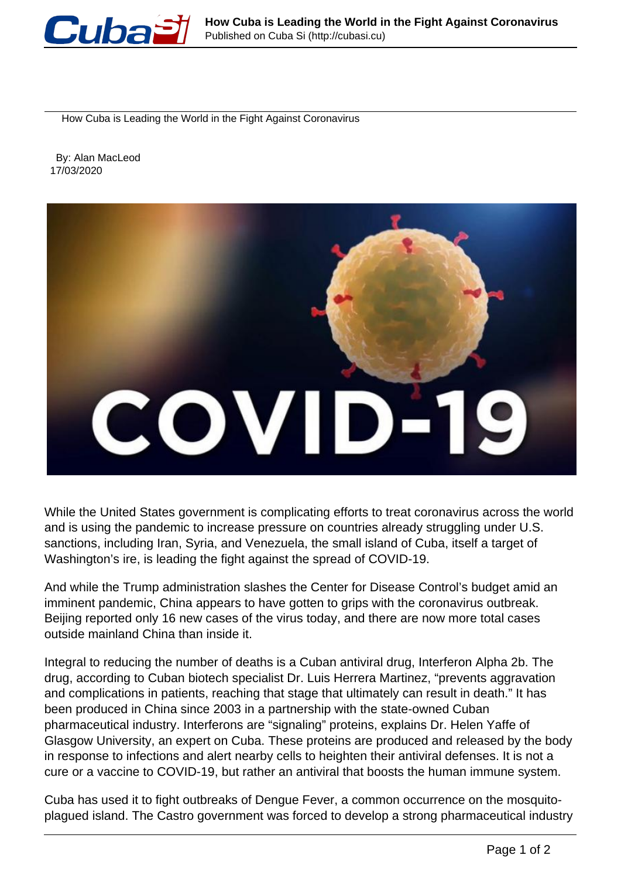How Cuba is Leading the World in the Fight Against Coronavirus

By: Alan MacLeod
17/03/2020

While the United States government is complicating efforts to treat coronavirus across the world and is using the pandemic to increase pressure on countries already struggling under U.S. sanctions, including Iran, Syria, and Venezuela, the small island of Cuba, itself a target of Washington's ire, is leading the fight against the spread of COVID-19.

And while the Trump administration slashes the Center for Disease Control's budget amid an imminent pandemic, China appears to have gotten to grips with the coronavirus outbreak. Beijing reported only 16 new cases of the virus today, and there are now more total cases outside mainland China than inside it.

Integral to reducing the number of deaths is a Cuban antiviral drug, Interferon Alpha 2b. The drug, according to Cuban biotech specialist Dr. Luis Herrera Martinez, "prevents aggravation and complications in patients, reaching that stage that ultimately can result in death." It has been produced in China since 2003 in a partnership with the state-owned Cuban pharmaceutical industry. Interferons are "signaling" proteins, explains Dr. Helen Yaffe of Glasgow University, an expert on Cuba. These proteins are produced and released by the body in response to infections and alert nearby cells to heighten their antiviral defenses. It is not a cure or a vaccine to COVID-19, but rather an antiviral that boosts the human immune system.

Cuba has used it to fight outbreaks of Dengue Fever, a common occurrence on the mosquito-plagued island. The Castro government was forced to develop a strong pharmaceutical industry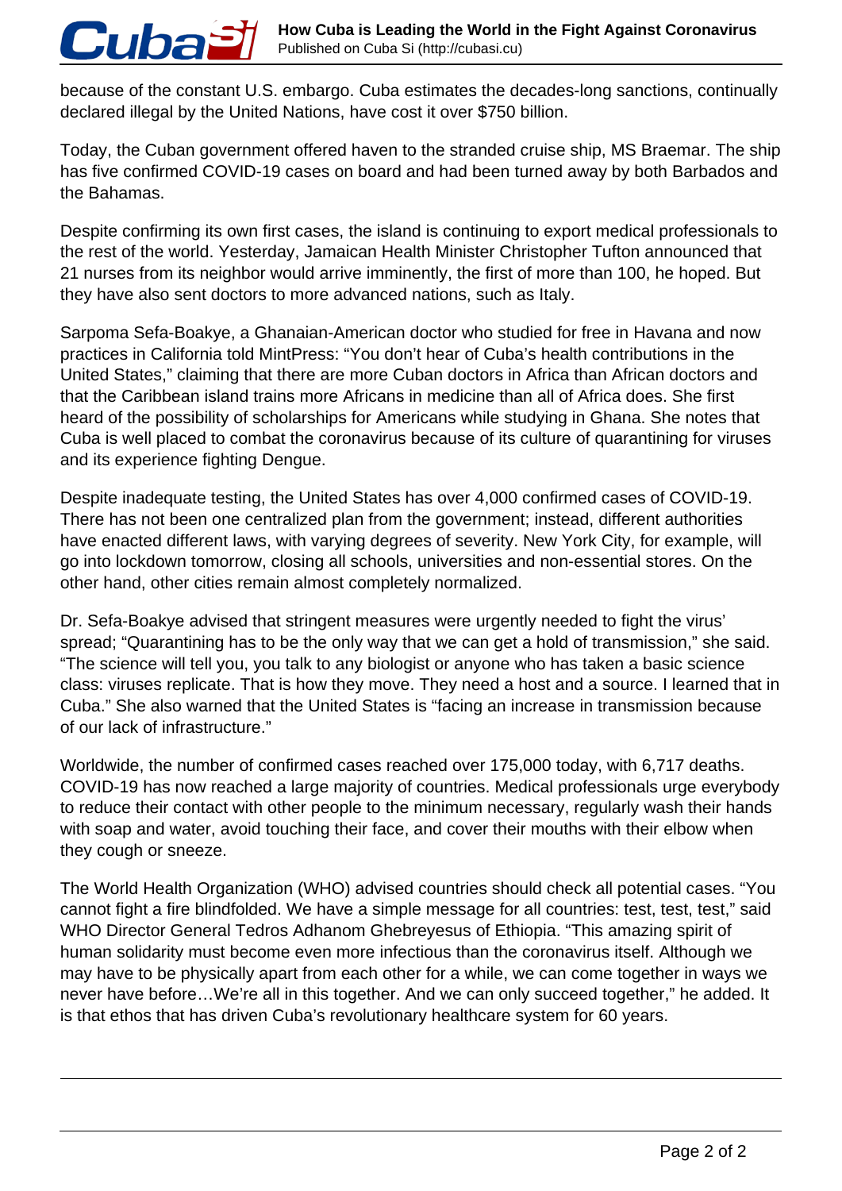because of the constant U.S. embargo. Cuba estimates the decades-long sanctions, continually declared illegal by the United Nations, have cost it over $750 billion.

Today, the Cuban government offered haven to the stranded cruise ship, MS Braemar. The ship has five confirmed COVID-19 cases on board and had been turned away by both Barbados and the Bahamas.

Despite confirming its own first cases, the island is continuing to export medical professionals to the rest of the world. Yesterday, Jamaican Health Minister Christopher Tufton announced that 21 nurses from its neighbor would arrive imminently, the first of more than 100, he hoped. But they have also sent doctors to more advanced nations, such as Italy.

Sarpoma Sefa-Boakye, a Ghanaian-American doctor who studied for free in Havana and now practices in California told MintPress: "You don't hear of Cuba's health contributions in the United States," claiming that there are more Cuban doctors in Africa than African doctors and that the Caribbean island trains more Africans in medicine than all of Africa does. She first heard of the possibility of scholarships for Americans while studying in Ghana. She notes that Cuba is well placed to combat the coronavirus because of its culture of quarantining for viruses and its experience fighting Dengue.

Despite inadequate testing, the United States has over 4,000 confirmed cases of COVID-19. There has not been one centralized plan from the government; instead, different authorities have enacted different laws, with varying degrees of severity. New York City, for example, will go into lockdown tomorrow, closing all schools, universities and non-essential stores. On the other hand, other cities remain almost completely normalized.

Dr. Sefa-Boakye advised that stringent measures were urgently needed to fight the virus' spread; "Quarantining has to be the only way that we can get a hold of transmission," she said. "The science will tell you, you talk to any biologist or anyone who has taken a basic science class: viruses replicate. That is how they move. They need a host and a source. I learned that in Cuba." She also warned that the United States is "facing an increase in transmission because of our lack of infrastructure."

Worldwide, the number of confirmed cases reached over 175,000 today, with 6,717 deaths. COVID-19 has now reached a large majority of countries. Medical professionals urge everybody to reduce their contact with other people to the minimum necessary, regularly wash their hands with soap and water, avoid touching their face, and cover their mouths with their elbow when they cough or sneeze.

The World Health Organization (WHO) advised countries should check all potential cases. "You cannot fight a fire blindfolded. We have a simple message for all countries: test, test, test," said WHO Director General Tedros Adhanom Ghebreyesus of Ethiopia. "This amazing spirit of human solidarity must become even more infectious than the coronavirus itself. Although we may have to be physically apart from each other for a while, we can come together in ways we never have before…We're all in this together. And we can only succeed together," he added. It is that ethos that has driven Cuba's revolutionary healthcare system for 60 years.